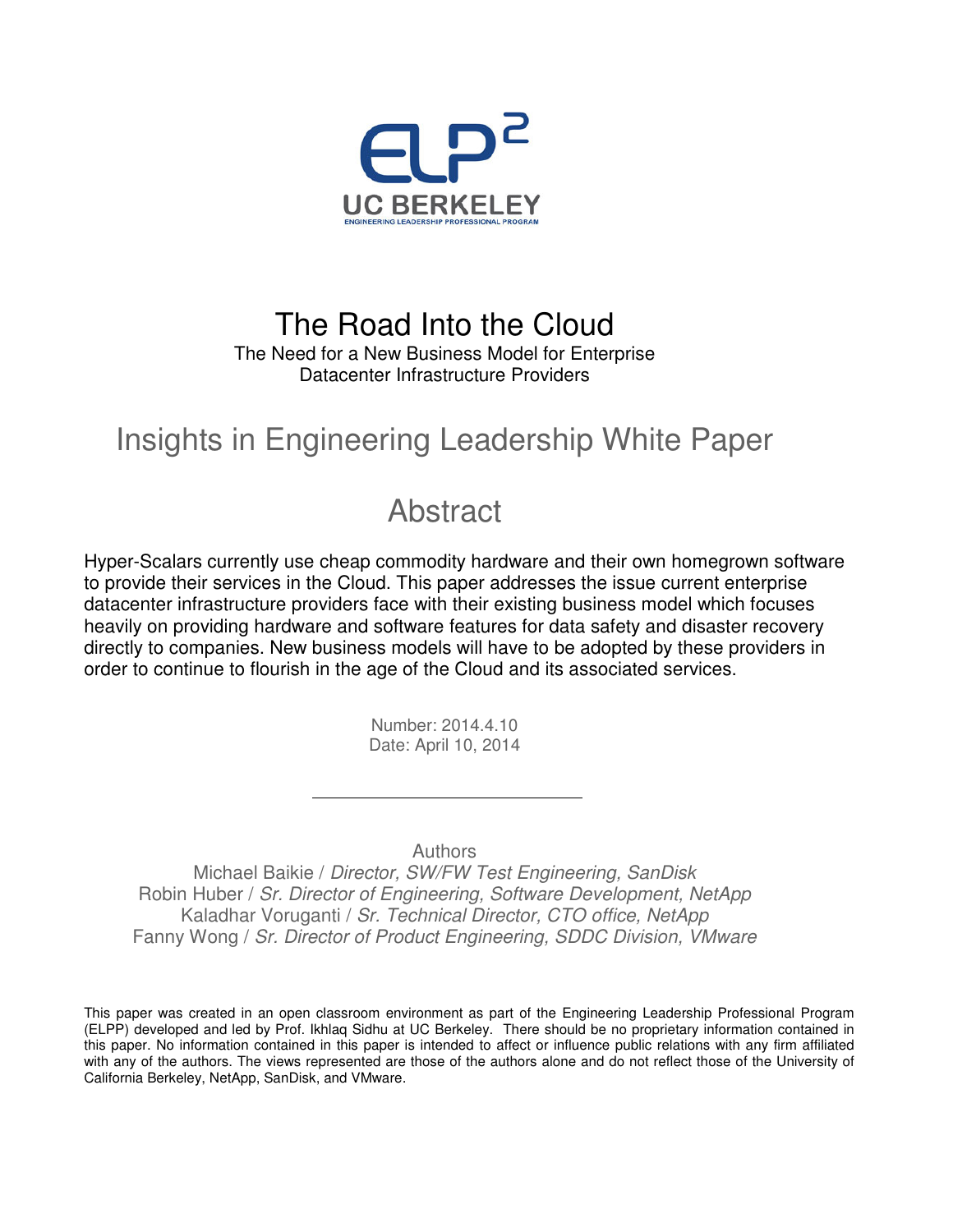ELP²

UC BERKELEY

ENGINEERING LEADERSHIP PROFESSIONAL PROGRAM

# The Road Into the Cloud

The Need for a New Business Model for Enterprise Datacenter Infrastructure Providers

## Insights in Engineering Leadership White Paper

## Abstract

Hyper-Scalars currently use cheap commodity hardware and their own homegrown software to provide their services in the Cloud. This paper addresses the issue current enterprise datacenter infrastructure providers face with their existing business model which focuses heavily on providing hardware and software features for data safety and disaster recovery directly to companies. New business models will have to be adopted by these providers in order to continue to flourish in the age of the Cloud and its associated services.

Number: 2014.4.10
Date: April 10, 2014

---

Authors

Michael Baikie / *Director, SW/FW Test Engineering, SanDisk*
Robin Huber / *Sr. Director of Engineering, Software Development, NetApp*
Kaladhar Voruganti / *Sr. Technical Director, CTO office, NetApp*
Fanny Wong / *Sr. Director of Product Engineering, SDDC Division, VMware*

This paper was created in an open classroom environment as part of the Engineering Leadership Professional Program (ELPP) developed and led by Prof. Ikhlaq Sidhu at UC Berkeley. There should be no proprietary information contained in this paper. No information contained in this paper is intended to affect or influence public relations with any firm affiliated with any of the authors. The views represented are those of the authors alone and do not reflect those of the University of California Berkeley, NetApp, SanDisk, and VMware.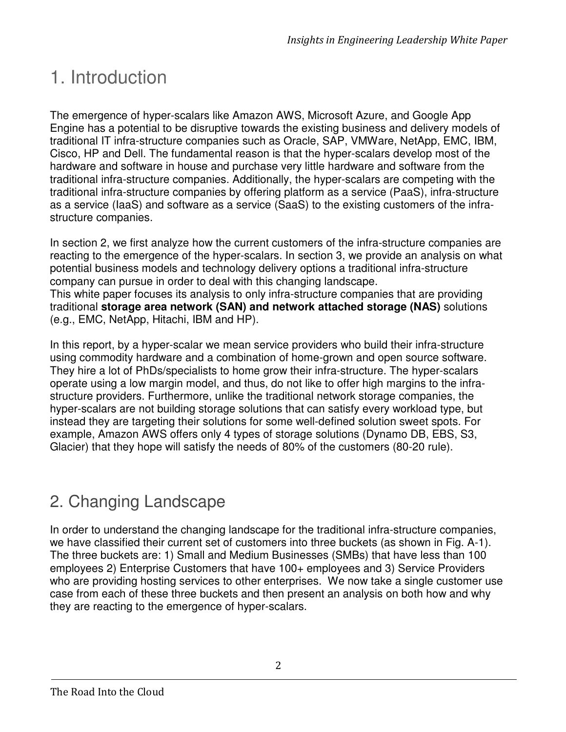# 1. Introduction

The emergence of hyper-scalars like Amazon AWS, Microsoft Azure, and Google App Engine has a potential to be disruptive towards the existing business and delivery models of traditional IT infra-structure companies such as Oracle, SAP, VMWare, NetApp, EMC, IBM, Cisco, HP and Dell. The fundamental reason is that the hyper-scalars develop most of the hardware and software in house and purchase very little hardware and software from the traditional infra-structure companies. Additionally, the hyper-scalars are competing with the traditional infra-structure companies by offering platform as a service (PaaS), infra-structure as a service (IaaS) and software as a service (SaaS) to the existing customers of the infra-structure companies.

In section 2, we first analyze how the current customers of the infra-structure companies are reacting to the emergence of the hyper-scalars. In section 3, we provide an analysis on what potential business models and technology delivery options a traditional infra-structure company can pursue in order to deal with this changing landscape.
This white paper focuses its analysis to only infra-structure companies that are providing traditional **storage area network (SAN) and network attached storage (NAS)** solutions (e.g., EMC, NetApp, Hitachi, IBM and HP).

In this report, by a hyper-scalar we mean service providers who build their infra-structure using commodity hardware and a combination of home-grown and open source software. They hire a lot of PhDs/specialists to home grow their infra-structure. The hyper-scalars operate using a low margin model, and thus, do not like to offer high margins to the infra-structure providers. Furthermore, unlike the traditional network storage companies, the hyper-scalars are not building storage solutions that can satisfy every workload type, but instead they are targeting their solutions for some well-defined solution sweet spots. For example, Amazon AWS offers only 4 types of storage solutions (Dynamo DB, EBS, S3, Glacier) that they hope will satisfy the needs of 80% of the customers (80-20 rule).

# 2. Changing Landscape

In order to understand the changing landscape for the traditional infra-structure companies, we have classified their current set of customers into three buckets (as shown in Fig. A-1). The three buckets are: 1) Small and Medium Businesses (SMBs) that have less than 100 employees 2) Enterprise Customers that have 100+ employees and 3) Service Providers who are providing hosting services to other enterprises. We now take a single customer use case from each of these three buckets and then present an analysis on both how and why they are reacting to the emergence of hyper-scalars.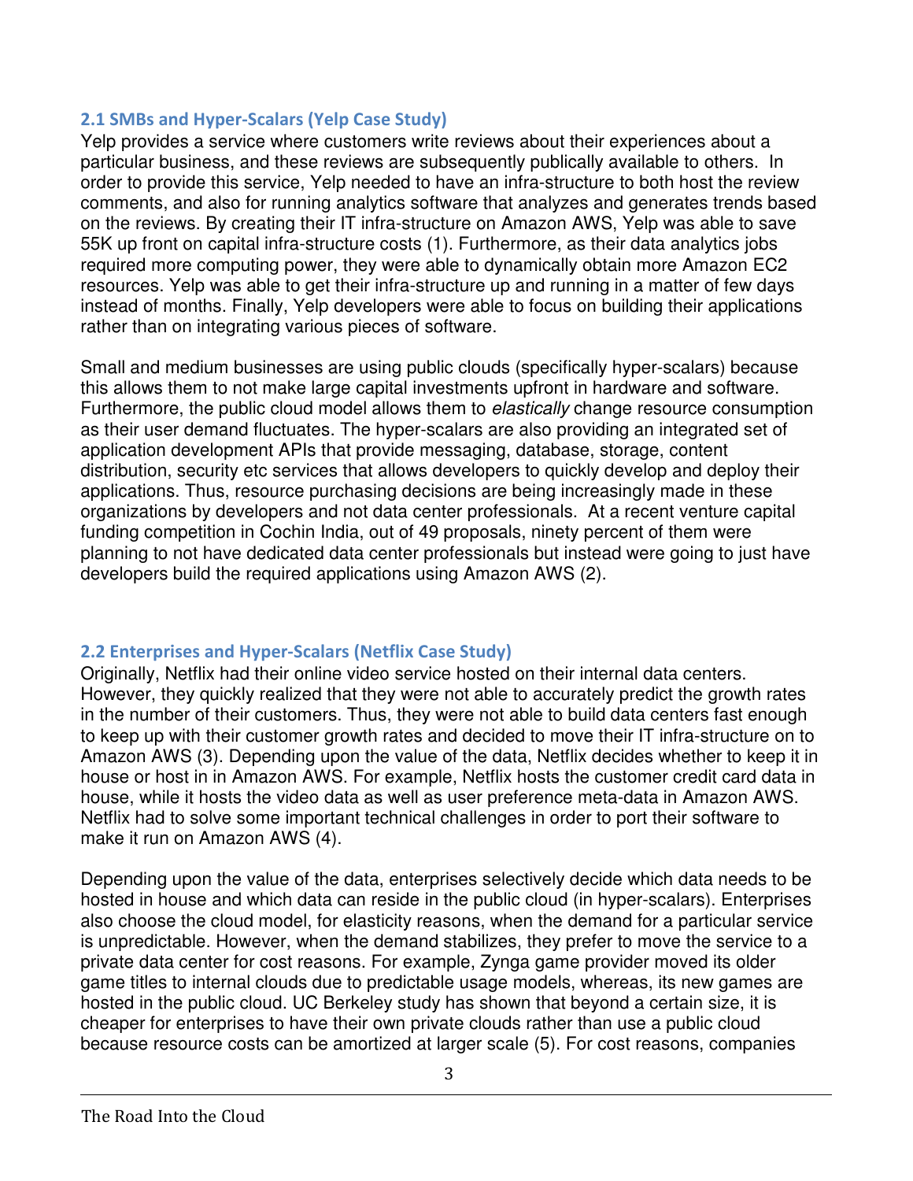### 2.1 SMBs and Hyper-Scalars (Yelp Case Study)

Yelp provides a service where customers write reviews about their experiences about a particular business, and these reviews are subsequently publically available to others. In order to provide this service, Yelp needed to have an infra-structure to both host the review comments, and also for running analytics software that analyzes and generates trends based on the reviews. By creating their IT infra-structure on Amazon AWS, Yelp was able to save 55K up front on capital infra-structure costs (1). Furthermore, as their data analytics jobs required more computing power, they were able to dynamically obtain more Amazon EC2 resources. Yelp was able to get their infra-structure up and running in a matter of few days instead of months. Finally, Yelp developers were able to focus on building their applications rather than on integrating various pieces of software.

Small and medium businesses are using public clouds (specifically hyper-scalars) because this allows them to not make large capital investments upfront in hardware and software. Furthermore, the public cloud model allows them to *elastically* change resource consumption as their user demand fluctuates. The hyper-scalars are also providing an integrated set of application development APIs that provide messaging, database, storage, content distribution, security etc services that allows developers to quickly develop and deploy their applications. Thus, resource purchasing decisions are being increasingly made in these organizations by developers and not data center professionals. At a recent venture capital funding competition in Cochin India, out of 49 proposals, ninety percent of them were planning to not have dedicated data center professionals but instead were going to just have developers build the required applications using Amazon AWS (2).

### 2.2 Enterprises and Hyper-Scalars (Netflix Case Study)

Originally, Netflix had their online video service hosted on their internal data centers. However, they quickly realized that they were not able to accurately predict the growth rates in the number of their customers. Thus, they were not able to build data centers fast enough to keep up with their customer growth rates and decided to move their IT infra-structure on to Amazon AWS (3). Depending upon the value of the data, Netflix decides whether to keep it in house or host in in Amazon AWS. For example, Netflix hosts the customer credit card data in house, while it hosts the video data as well as user preference meta-data in Amazon AWS. Netflix had to solve some important technical challenges in order to port their software to make it run on Amazon AWS (4).

Depending upon the value of the data, enterprises selectively decide which data needs to be hosted in house and which data can reside in the public cloud (in hyper-scalars). Enterprises also choose the cloud model, for elasticity reasons, when the demand for a particular service is unpredictable. However, when the demand stabilizes, they prefer to move the service to a private data center for cost reasons. For example, Zynga game provider moved its older game titles to internal clouds due to predictable usage models, whereas, its new games are hosted in the public cloud. UC Berkeley study has shown that beyond a certain size, it is cheaper for enterprises to have their own private clouds rather than use a public cloud because resource costs can be amortized at larger scale (5). For cost reasons, companies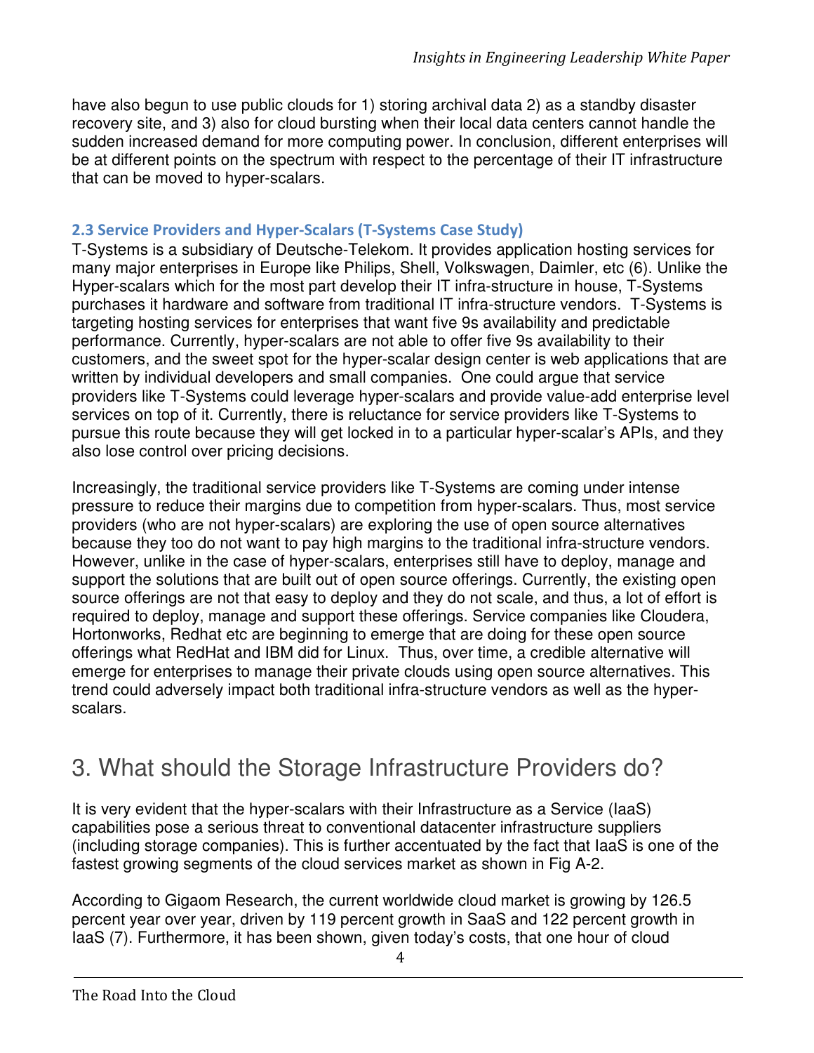have also begun to use public clouds for 1) storing archival data 2) as a standby disaster recovery site, and 3) also for cloud bursting when their local data centers cannot handle the sudden increased demand for more computing power. In conclusion, different enterprises will be at different points on the spectrum with respect to the percentage of their IT infrastructure that can be moved to hyper-scalars.

### 2.3 Service Providers and Hyper-Scalars (T-Systems Case Study)

T-Systems is a subsidiary of Deutsche-Telekom. It provides application hosting services for many major enterprises in Europe like Philips, Shell, Volkswagen, Daimler, etc (6). Unlike the Hyper-scalars which for the most part develop their IT infra-structure in house, T-Systems purchases it hardware and software from traditional IT infra-structure vendors. T-Systems is targeting hosting services for enterprises that want five 9s availability and predictable performance. Currently, hyper-scalars are not able to offer five 9s availability to their customers, and the sweet spot for the hyper-scalar design center is web applications that are written by individual developers and small companies. One could argue that service providers like T-Systems could leverage hyper-scalars and provide value-add enterprise level services on top of it. Currently, there is reluctance for service providers like T-Systems to pursue this route because they will get locked in to a particular hyper-scalar's APIs, and they also lose control over pricing decisions.

Increasingly, the traditional service providers like T-Systems are coming under intense pressure to reduce their margins due to competition from hyper-scalars. Thus, most service providers (who are not hyper-scalars) are exploring the use of open source alternatives because they too do not want to pay high margins to the traditional infra-structure vendors. However, unlike in the case of hyper-scalars, enterprises still have to deploy, manage and support the solutions that are built out of open source offerings. Currently, the existing open source offerings are not that easy to deploy and they do not scale, and thus, a lot of effort is required to deploy, manage and support these offerings. Service companies like Cloudera, Hortonworks, Redhat etc are beginning to emerge that are doing for these open source offerings what RedHat and IBM did for Linux. Thus, over time, a credible alternative will emerge for enterprises to manage their private clouds using open source alternatives. This trend could adversely impact both traditional infra-structure vendors as well as the hyper-scalars.

# 3. What should the Storage Infrastructure Providers do?

It is very evident that the hyper-scalars with their Infrastructure as a Service (IaaS) capabilities pose a serious threat to conventional datacenter infrastructure suppliers (including storage companies). This is further accentuated by the fact that IaaS is one of the fastest growing segments of the cloud services market as shown in Fig A-2.

According to Gigaom Research, the current worldwide cloud market is growing by 126.5 percent year over year, driven by 119 percent growth in SaaS and 122 percent growth in IaaS (7). Furthermore, it has been shown, given today's costs, that one hour of cloud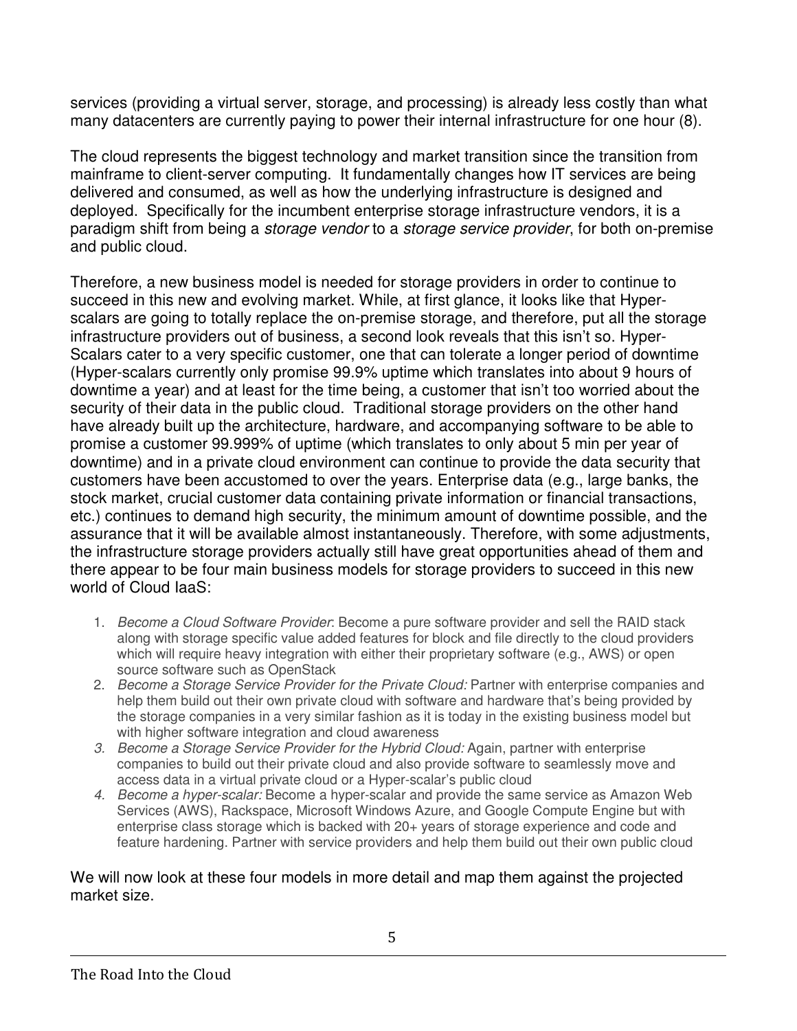services (providing a virtual server, storage, and processing) is already less costly than what many datacenters are currently paying to power their internal infrastructure for one hour (8).

The cloud represents the biggest technology and market transition since the transition from mainframe to client-server computing. It fundamentally changes how IT services are being delivered and consumed, as well as how the underlying infrastructure is designed and deployed. Specifically for the incumbent enterprise storage infrastructure vendors, it is a paradigm shift from being a *storage vendor* to a *storage service provider*, for both on-premise and public cloud.

Therefore, a new business model is needed for storage providers in order to continue to succeed in this new and evolving market. While, at first glance, it looks like that Hyper-scalars are going to totally replace the on-premise storage, and therefore, put all the storage infrastructure providers out of business, a second look reveals that this isn't so. Hyper-Scalars cater to a very specific customer, one that can tolerate a longer period of downtime (Hyper-scalars currently only promise 99.9% uptime which translates into about 9 hours of downtime a year) and at least for the time being, a customer that isn't too worried about the security of their data in the public cloud. Traditional storage providers on the other hand have already built up the architecture, hardware, and accompanying software to be able to promise a customer 99.999% of uptime (which translates to only about 5 min per year of downtime) and in a private cloud environment can continue to provide the data security that customers have been accustomed to over the years. Enterprise data (e.g., large banks, the stock market, crucial customer data containing private information or financial transactions, etc.) continues to demand high security, the minimum amount of downtime possible, and the assurance that it will be available almost instantaneously. Therefore, with some adjustments, the infrastructure storage providers actually still have great opportunities ahead of them and there appear to be four main business models for storage providers to succeed in this new world of Cloud IaaS:

1. *Become a Cloud Software Provider*: Become a pure software provider and sell the RAID stack along with storage specific value added features for block and file directly to the cloud providers which will require heavy integration with either their proprietary software (e.g., AWS) or open source software such as OpenStack
2. *Become a Storage Service Provider for the Private Cloud:* Partner with enterprise companies and help them build out their own private cloud with software and hardware that's being provided by the storage companies in a very similar fashion as it is today in the existing business model but with higher software integration and cloud awareness
3. *Become a Storage Service Provider for the Hybrid Cloud:* Again, partner with enterprise companies to build out their private cloud and also provide software to seamlessly move and access data in a virtual private cloud or a Hyper-scalar's public cloud
4. *Become a hyper-scalar:* Become a hyper-scalar and provide the same service as Amazon Web Services (AWS), Rackspace, Microsoft Windows Azure, and Google Compute Engine but with enterprise class storage which is backed with 20+ years of storage experience and code and feature hardening. Partner with service providers and help them build out their own public cloud

We will now look at these four models in more detail and map them against the projected market size.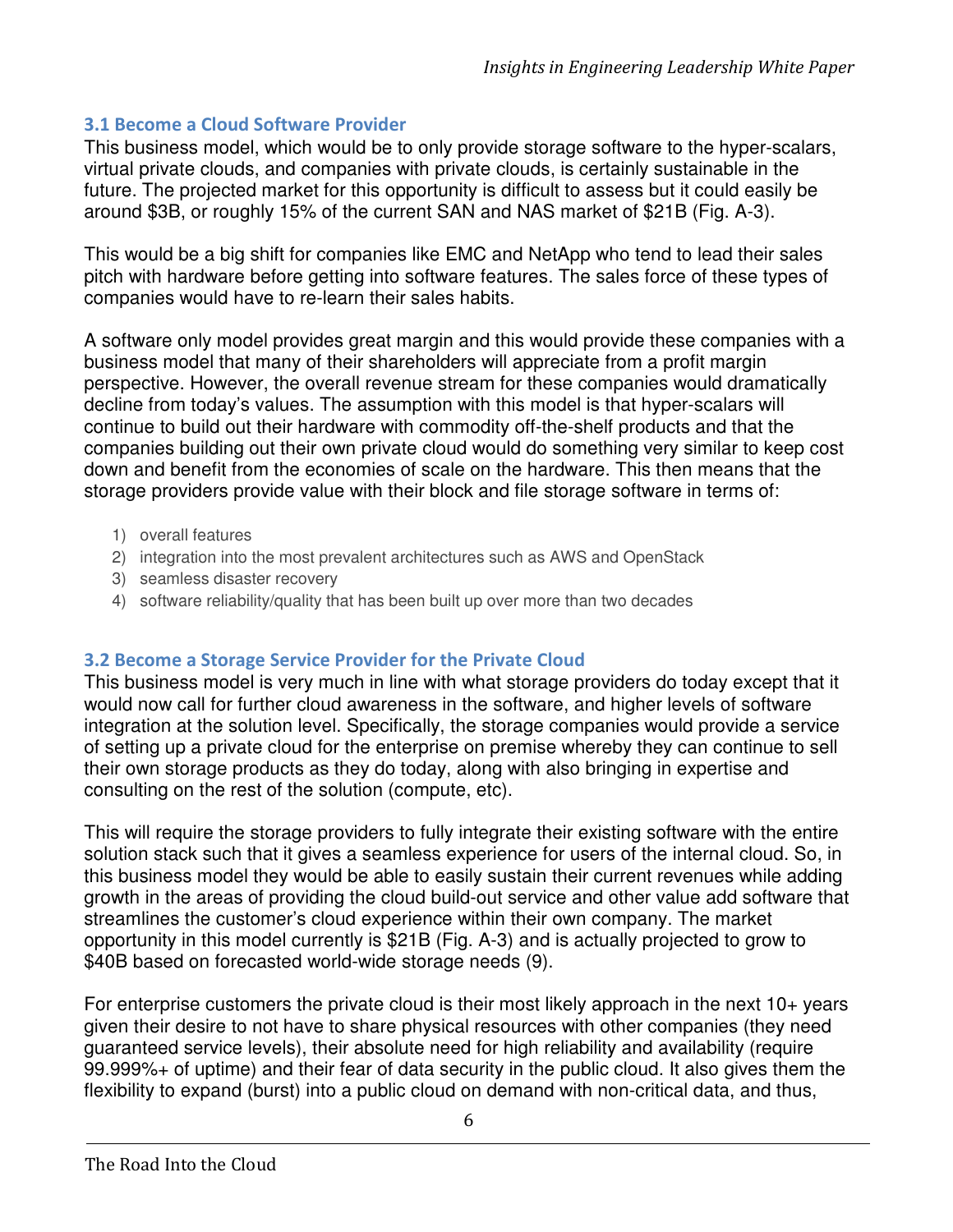### 3.1 Become a Cloud Software Provider

This business model, which would be to only provide storage software to the hyper-scalars, virtual private clouds, and companies with private clouds, is certainly sustainable in the future. The projected market for this opportunity is difficult to assess but it could easily be around $3B, or roughly 15% of the current SAN and NAS market of $21B (Fig. A-3).

This would be a big shift for companies like EMC and NetApp who tend to lead their sales pitch with hardware before getting into software features. The sales force of these types of companies would have to re-learn their sales habits.

A software only model provides great margin and this would provide these companies with a business model that many of their shareholders will appreciate from a profit margin perspective. However, the overall revenue stream for these companies would dramatically decline from today's values. The assumption with this model is that hyper-scalars will continue to build out their hardware with commodity off-the-shelf products and that the companies building out their own private cloud would do something very similar to keep cost down and benefit from the economies of scale on the hardware. This then means that the storage providers provide value with their block and file storage software in terms of:

1) overall features
2) integration into the most prevalent architectures such as AWS and OpenStack
3) seamless disaster recovery
4) software reliability/quality that has been built up over more than two decades

### 3.2 Become a Storage Service Provider for the Private Cloud

This business model is very much in line with what storage providers do today except that it would now call for further cloud awareness in the software, and higher levels of software integration at the solution level. Specifically, the storage companies would provide a service of setting up a private cloud for the enterprise on premise whereby they can continue to sell their own storage products as they do today, along with also bringing in expertise and consulting on the rest of the solution (compute, etc).

This will require the storage providers to fully integrate their existing software with the entire solution stack such that it gives a seamless experience for users of the internal cloud. So, in this business model they would be able to easily sustain their current revenues while adding growth in the areas of providing the cloud build-out service and other value add software that streamlines the customer's cloud experience within their own company. The market opportunity in this model currently is $21B (Fig. A-3) and is actually projected to grow to $40B based on forecasted world-wide storage needs (9).

For enterprise customers the private cloud is their most likely approach in the next 10+ years given their desire to not have to share physical resources with other companies (they need guaranteed service levels), their absolute need for high reliability and availability (require 99.999%+ of uptime) and their fear of data security in the public cloud. It also gives them the flexibility to expand (burst) into a public cloud on demand with non-critical data, and thus,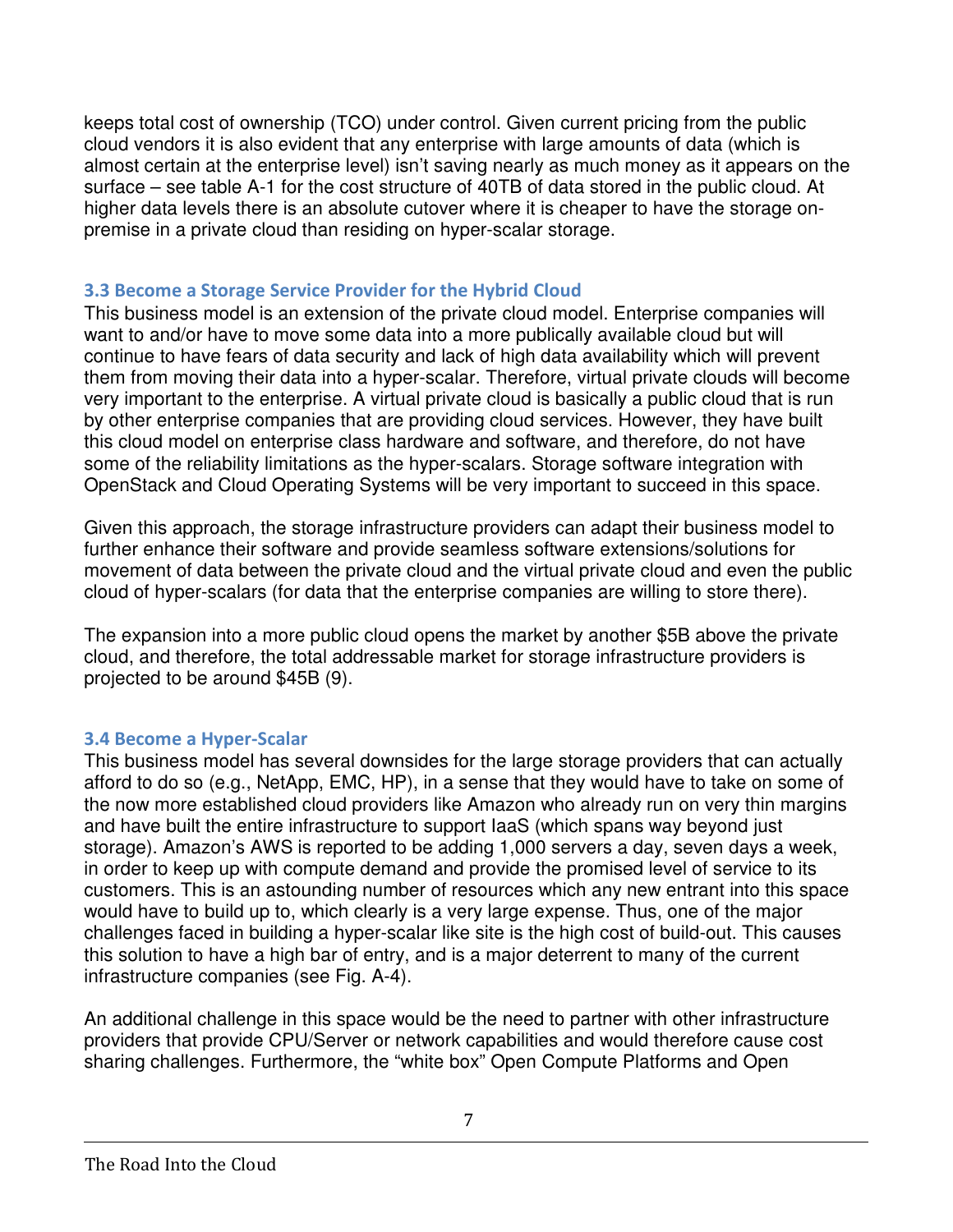keeps total cost of ownership (TCO) under control. Given current pricing from the public cloud vendors it is also evident that any enterprise with large amounts of data (which is almost certain at the enterprise level) isn't saving nearly as much money as it appears on the surface – see table A-1 for the cost structure of 40TB of data stored in the public cloud. At higher data levels there is an absolute cutover where it is cheaper to have the storage on-premise in a private cloud than residing on hyper-scalar storage.

### 3.3 Become a Storage Service Provider for the Hybrid Cloud

This business model is an extension of the private cloud model. Enterprise companies will want to and/or have to move some data into a more publically available cloud but will continue to have fears of data security and lack of high data availability which will prevent them from moving their data into a hyper-scalar. Therefore, virtual private clouds will become very important to the enterprise. A virtual private cloud is basically a public cloud that is run by other enterprise companies that are providing cloud services. However, they have built this cloud model on enterprise class hardware and software, and therefore, do not have some of the reliability limitations as the hyper-scalars. Storage software integration with OpenStack and Cloud Operating Systems will be very important to succeed in this space.

Given this approach, the storage infrastructure providers can adapt their business model to further enhance their software and provide seamless software extensions/solutions for movement of data between the private cloud and the virtual private cloud and even the public cloud of hyper-scalars (for data that the enterprise companies are willing to store there).

The expansion into a more public cloud opens the market by another $5B above the private cloud, and therefore, the total addressable market for storage infrastructure providers is projected to be around $45B (9).

### 3.4 Become a Hyper-Scalar

This business model has several downsides for the large storage providers that can actually afford to do so (e.g., NetApp, EMC, HP), in a sense that they would have to take on some of the now more established cloud providers like Amazon who already run on very thin margins and have built the entire infrastructure to support IaaS (which spans way beyond just storage). Amazon's AWS is reported to be adding 1,000 servers a day, seven days a week, in order to keep up with compute demand and provide the promised level of service to its customers. This is an astounding number of resources which any new entrant into this space would have to build up to, which clearly is a very large expense. Thus, one of the major challenges faced in building a hyper-scalar like site is the high cost of build-out. This causes this solution to have a high bar of entry, and is a major deterrent to many of the current infrastructure companies (see Fig. A-4).

An additional challenge in this space would be the need to partner with other infrastructure providers that provide CPU/Server or network capabilities and would therefore cause cost sharing challenges. Furthermore, the "white box" Open Compute Platforms and Open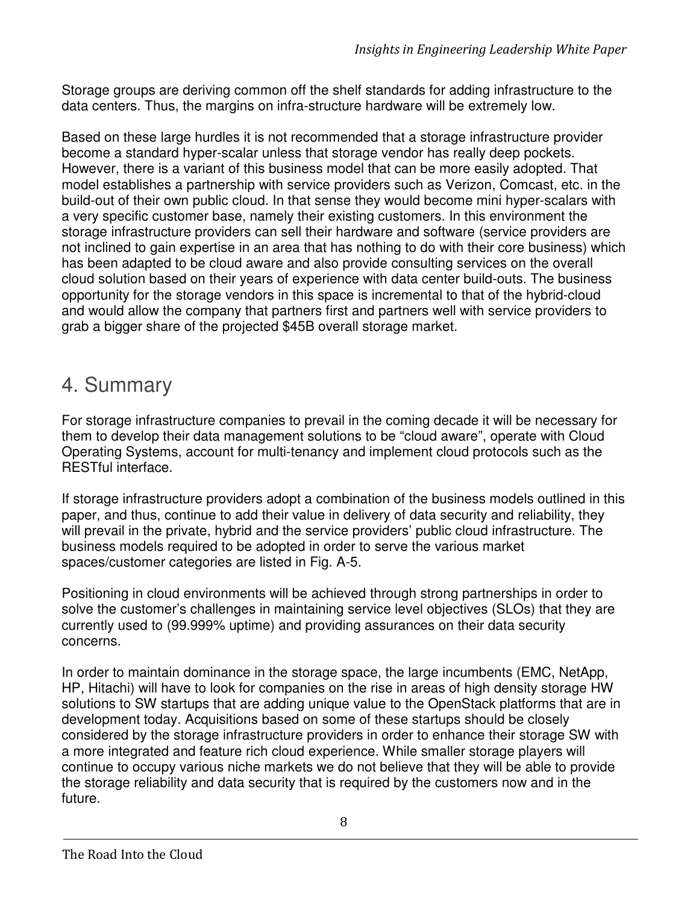Storage groups are deriving common off the shelf standards for adding infrastructure to the data centers. Thus, the margins on infra-structure hardware will be extremely low.

Based on these large hurdles it is not recommended that a storage infrastructure provider become a standard hyper-scalar unless that storage vendor has really deep pockets. However, there is a variant of this business model that can be more easily adopted. That model establishes a partnership with service providers such as Verizon, Comcast, etc. in the build-out of their own public cloud. In that sense they would become mini hyper-scalars with a very specific customer base, namely their existing customers. In this environment the storage infrastructure providers can sell their hardware and software (service providers are not inclined to gain expertise in an area that has nothing to do with their core business) which has been adapted to be cloud aware and also provide consulting services on the overall cloud solution based on their years of experience with data center build-outs. The business opportunity for the storage vendors in this space is incremental to that of the hybrid-cloud and would allow the company that partners first and partners well with service providers to grab a bigger share of the projected $45B overall storage market.

# 4. Summary

For storage infrastructure companies to prevail in the coming decade it will be necessary for them to develop their data management solutions to be "cloud aware", operate with Cloud Operating Systems, account for multi-tenancy and implement cloud protocols such as the RESTful interface.

If storage infrastructure providers adopt a combination of the business models outlined in this paper, and thus, continue to add their value in delivery of data security and reliability, they will prevail in the private, hybrid and the service providers' public cloud infrastructure. The business models required to be adopted in order to serve the various market spaces/customer categories are listed in Fig. A-5.

Positioning in cloud environments will be achieved through strong partnerships in order to solve the customer's challenges in maintaining service level objectives (SLOs) that they are currently used to (99.999% uptime) and providing assurances on their data security concerns.

In order to maintain dominance in the storage space, the large incumbents (EMC, NetApp, HP, Hitachi) will have to look for companies on the rise in areas of high density storage HW solutions to SW startups that are adding unique value to the OpenStack platforms that are in development today. Acquisitions based on some of these startups should be closely considered by the storage infrastructure providers in order to enhance their storage SW with a more integrated and feature rich cloud experience. While smaller storage players will continue to occupy various niche markets we do not believe that they will be able to provide the storage reliability and data security that is required by the customers now and in the future.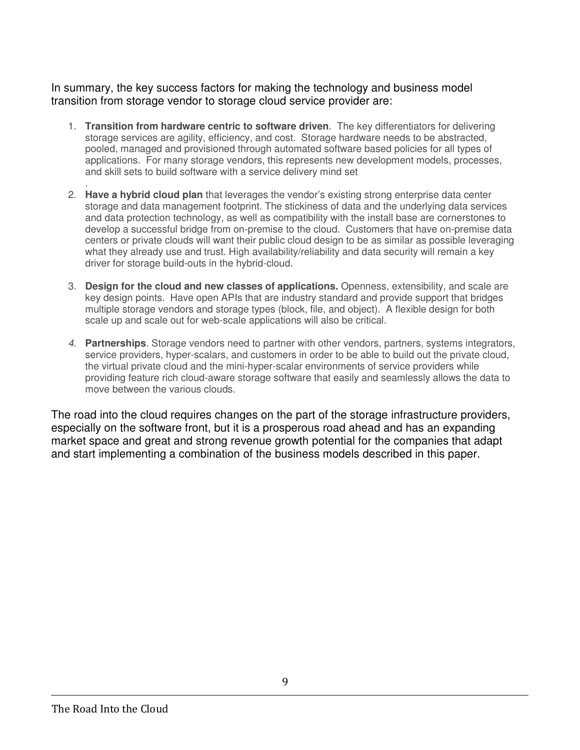In summary, the key success factors for making the technology and business model transition from storage vendor to storage cloud service provider are:

1. **Transition from hardware centric to software driven**. The key differentiators for delivering storage services are agility, efficiency, and cost. Storage hardware needs to be abstracted, pooled, managed and provisioned through automated software based policies for all types of applications. For many storage vendors, this represents new development models, processes, and skill sets to build software with a service delivery mind set
.
2. **Have a hybrid cloud plan** that leverages the vendor's existing strong enterprise data center storage and data management footprint. The stickiness of data and the underlying data services and data protection technology, as well as compatibility with the install base are cornerstones to develop a successful bridge from on-premise to the cloud. Customers that have on-premise data centers or private clouds will want their public cloud design to be as similar as possible leveraging what they already use and trust. High availability/reliability and data security will remain a key driver for storage build-outs in the hybrid-cloud.

3. **Design for the cloud and new classes of applications.** Openness, extensibility, and scale are key design points. Have open APIs that are industry standard and provide support that bridges multiple storage vendors and storage types (block, file, and object). A flexible design for both scale up and scale out for web-scale applications will also be critical.

4. **Partnerships**. Storage vendors need to partner with other vendors, partners, systems integrators, service providers, hyper-scalars, and customers in order to be able to build out the private cloud, the virtual private cloud and the mini-hyper-scalar environments of service providers while providing feature rich cloud-aware storage software that easily and seamlessly allows the data to move between the various clouds.

The road into the cloud requires changes on the part of the storage infrastructure providers, especially on the software front, but it is a prosperous road ahead and has an expanding market space and great and strong revenue growth potential for the companies that adapt and start implementing a combination of the business models described in this paper.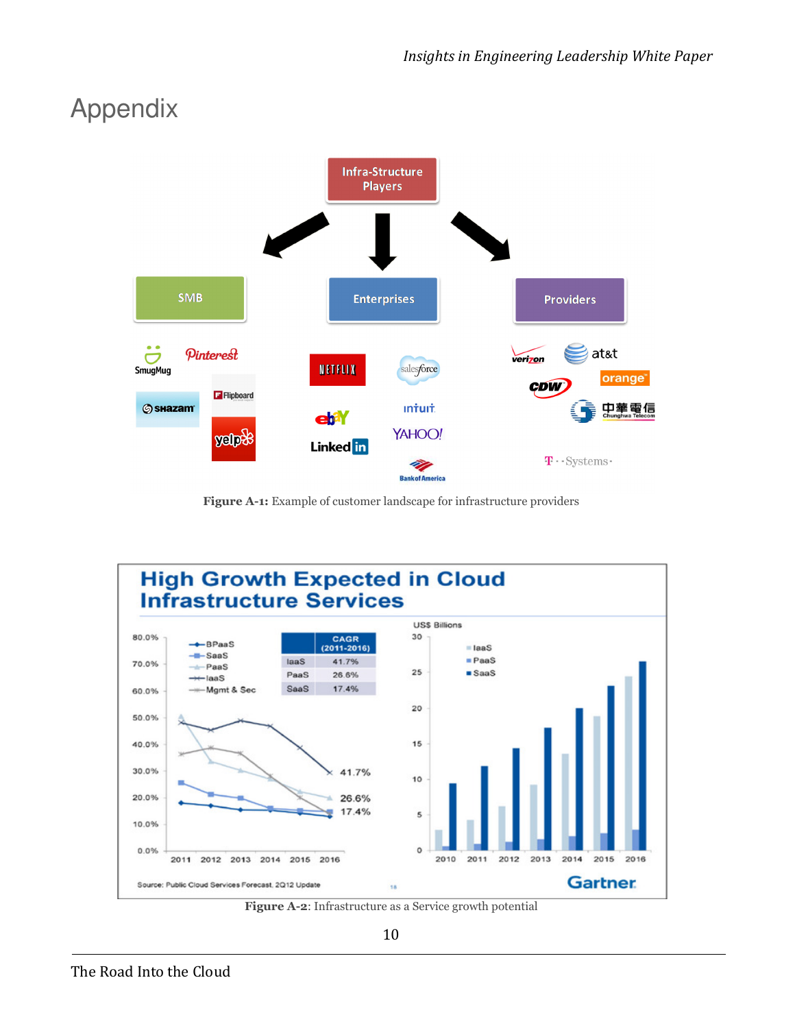# Appendix

**Figure A-1:** Example of customer landscape for infrastructure providers

**Figure A-2**: Infrastructure as a Service growth potential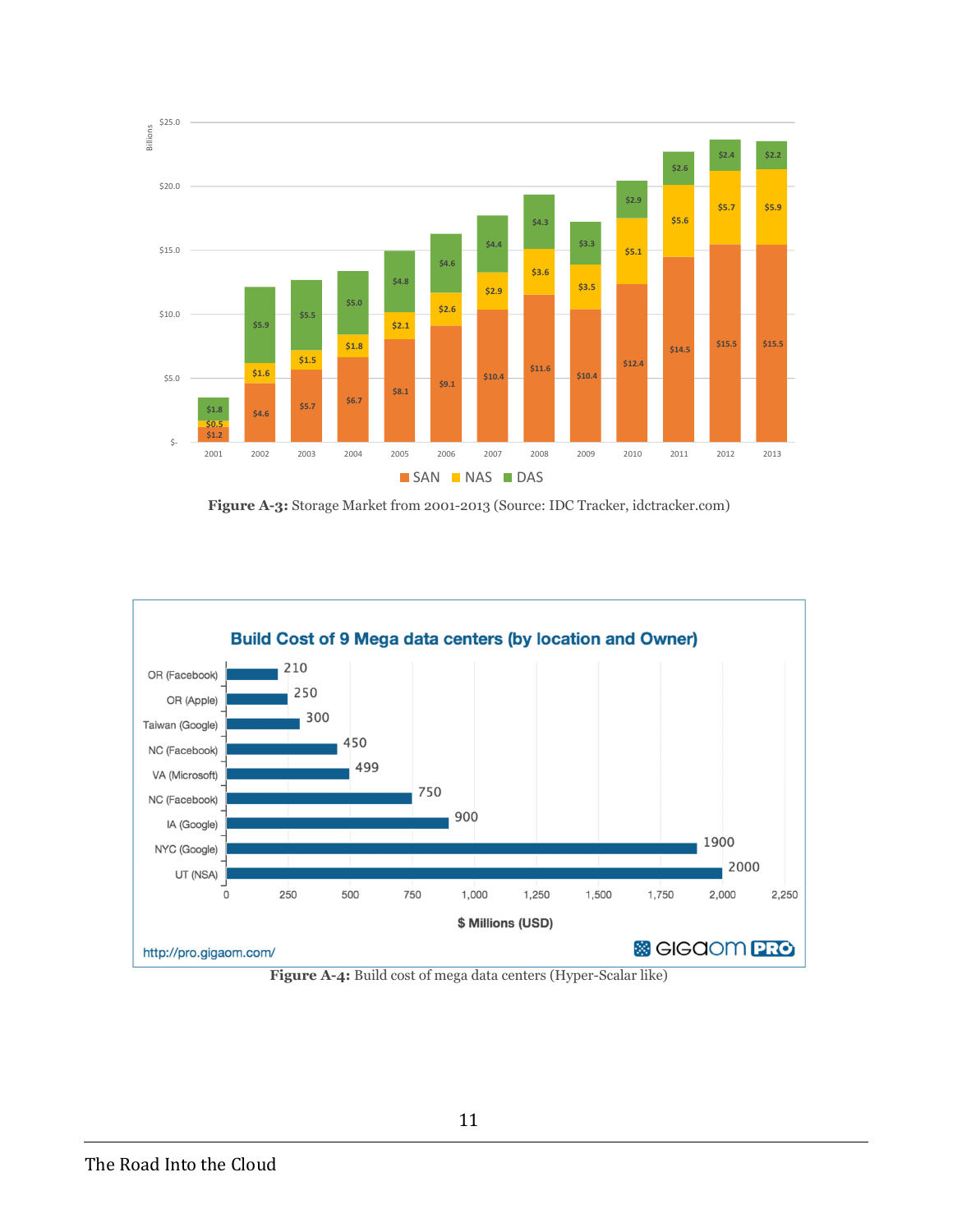**Figure A-3:** Storage Market from 2001-2013 (Source: IDC Tracker, idctracker.com)

**Figure A-4:** Build cost of mega data centers (Hyper-Scalar like)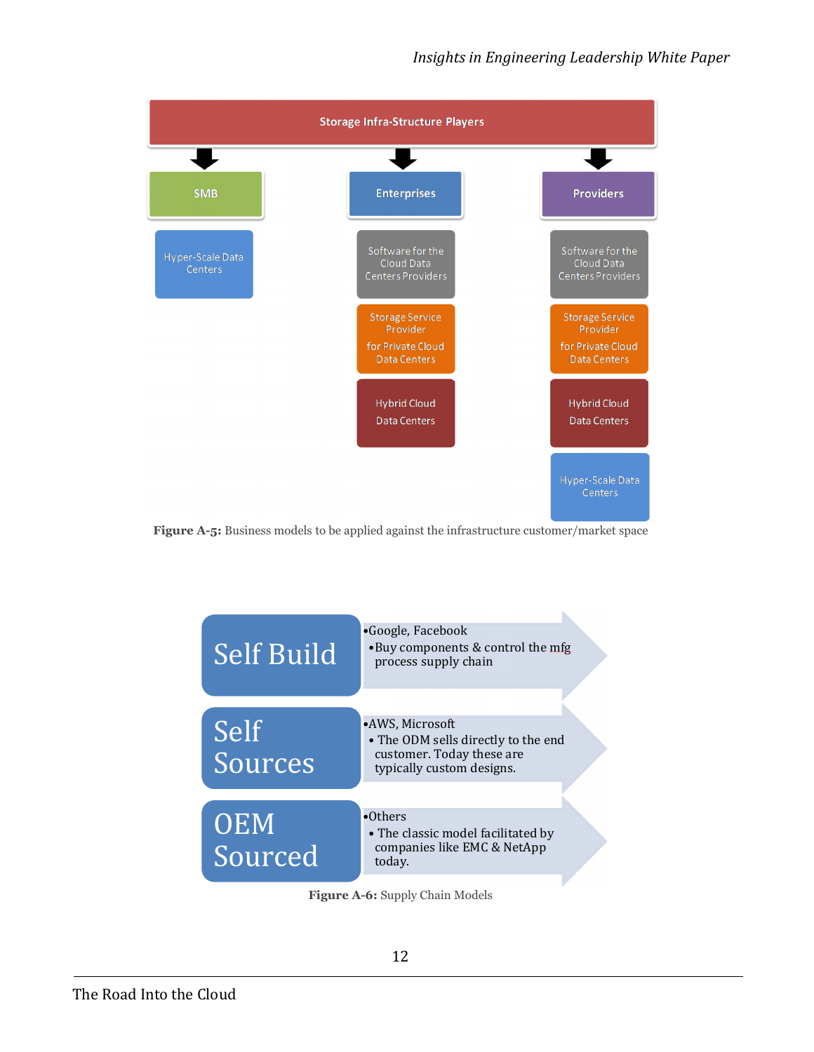Storage Infra-Structure Players

- **SMB**
  - Hyper-Scale Data Centers
- **Enterprises**
  - Software for the Cloud Data Centers Providers
  - Storage Service Provider for Private Cloud Data Centers
  - Hybrid Cloud Data Centers
- **Providers**
  - Software for the Cloud Data Centers Providers
  - Storage Service Provider for Private Cloud Data Centers
  - Hybrid Cloud Data Centers
  - Hyper-Scale Data Centers

**Figure A-5:** Business models to be applied against the infrastructure customer/market space

**Self Build**
- Google, Facebook
  - Buy components & control the mfg process supply chain

**Self Sources**
- AWS, Microsoft
  - The ODM sells directly to the end customer. Today these are typically custom designs.

**OEM Sourced**
- Others
  - The classic model facilitated by companies like EMC & NetApp today.

**Figure A-6:** Supply Chain Models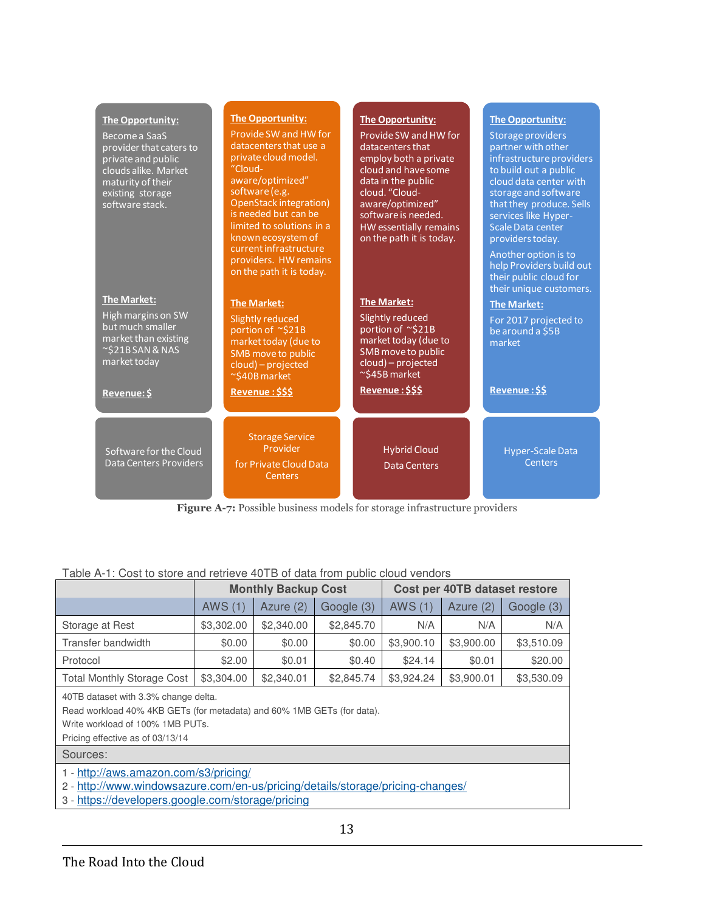**The Opportunity:**

Become a SaaS provider that caters to private and public clouds alike. Market maturity of their existing storage software stack.

**The Market:**

High margins on SW but much smaller market than existing ~$21B SAN & NAS market today

**Revenue: $**

Software for the Cloud Data Centers Providers

**The Opportunity:**

Provide SW and HW for datacenters that use a private cloud model. "Cloud-aware/optimized" software (e.g. OpenStack integration) is needed but can be limited to solutions in a known ecosystem of current infrastructure providers. HW remains on the path it is today.

**The Market:**

Slightly reduced portion of ~$21B market today (due to SMB move to public cloud) – projected ~$40B market

**Revenue : $$$**

Storage Service Provider for Private Cloud Data Centers

**The Opportunity:**

Provide SW and HW for datacenters that employ both a private cloud and have some data in the public cloud. "Cloud-aware/optimized" software is needed. HW essentially remains on the path it is today.

**The Market:**

Slightly reduced portion of ~$21B market today (due to SMB move to public cloud) – projected ~$45B market

**Revenue : $$$**

Hybrid Cloud Data Centers

**The Opportunity:**

Storage providers partner with other infrastructure providers to build out a public cloud data center with storage and software that they produce. Sells services like Hyper-Scale Data center providers today.

Another option is to help Providers build out their public cloud for their unique customers.

**The Market:**

For 2017 projected to be around a $5B market

**Revenue : $$**

Hyper-Scale Data Centers

**Figure A-7:** Possible business models for storage infrastructure providers

Table A-1: Cost to store and retrieve 40TB of data from public cloud vendors

| | Monthly Backup Cost | | | Cost per 40TB dataset restore | | |
|---|---|---|---|---|---|---|
| | AWS (1) | Azure (2) | Google (3) | AWS (1) | Azure (2) | Google (3) |
| Storage at Rest | $3,302.00 | $2,340.00 | $2,845.70 | N/A | N/A | N/A |
| Transfer bandwidth | $0.00 | $0.00 | $0.00 | $3,900.10 | $3,900.00 | $3,510.09 |
| Protocol | $2.00 | $0.01 | $0.40 | $24.14 | $0.01 | $20.00 |
| Total Monthly Storage Cost | $3,304.00 | $2,340.01 | $2,845.74 | $3,924.24 | $3,900.01 | $3,530.09 |

40TB dataset with 3.3% change delta.
Read workload 40% 4KB GETs (for metadata) and 60% 1MB GETs (for data).
Write workload of 100% 1MB PUTs.
Pricing effective as of 03/13/14

Sources:

1 - http://aws.amazon.com/s3/pricing/
2 - http://www.windowsazure.com/en-us/pricing/details/storage/pricing-changes/
3 - https://developers.google.com/storage/pricing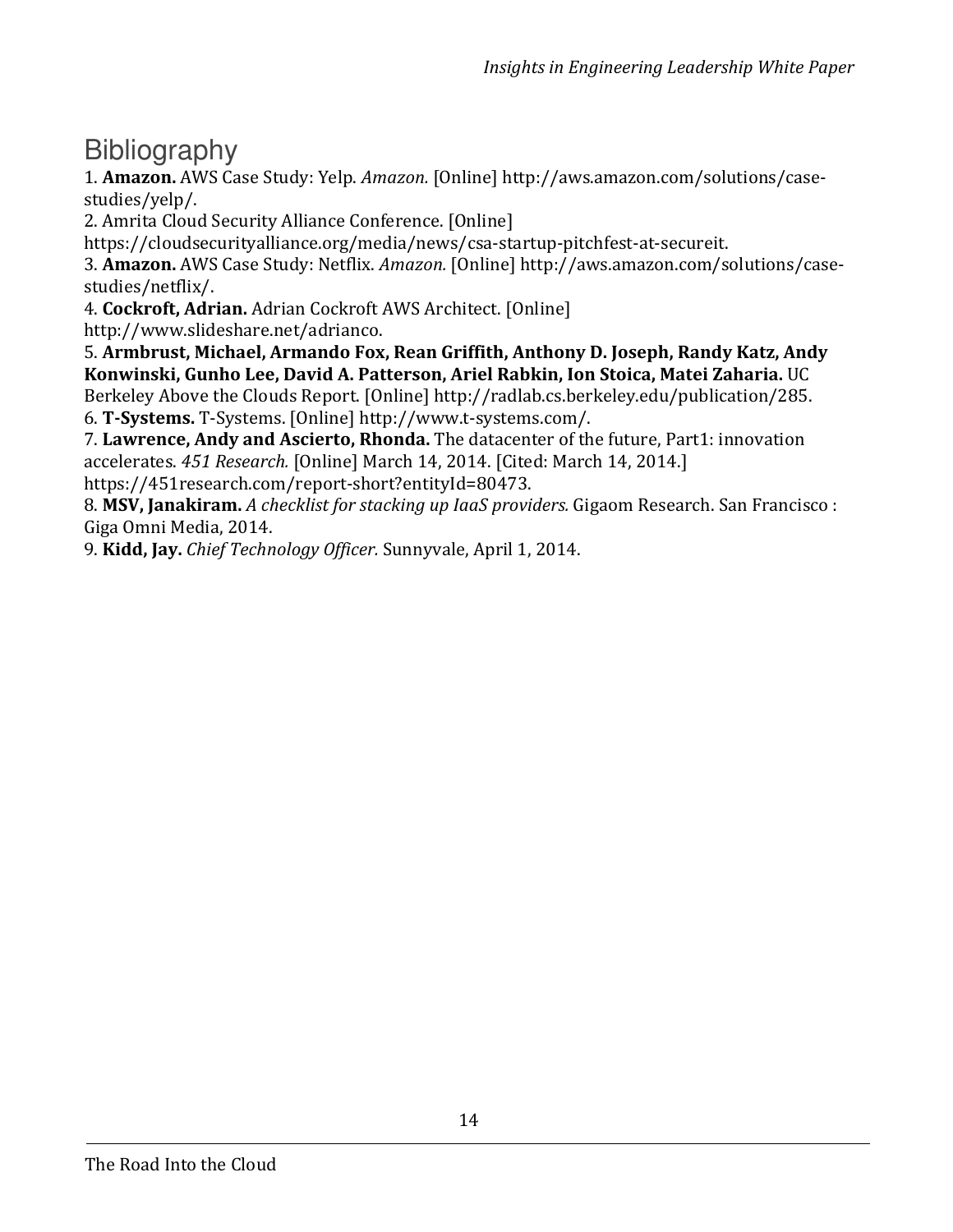# Bibliography

1. **Amazon.** AWS Case Study: Yelp. *Amazon.* [Online] http://aws.amazon.com/solutions/case-studies/yelp/.
2. Amrita Cloud Security Alliance Conference. [Online] https://cloudsecurityalliance.org/media/news/csa-startup-pitchfest-at-secureit.
3. **Amazon.** AWS Case Study: Netflix. *Amazon.* [Online] http://aws.amazon.com/solutions/case-studies/netflix/.
4. **Cockroft, Adrian.** Adrian Cockroft AWS Architect. [Online] http://www.slideshare.net/adrianco.
5. **Armbrust, Michael, Armando Fox, Rean Griffith, Anthony D. Joseph, Randy Katz, Andy Konwinski, Gunho Lee, David A. Patterson, Ariel Rabkin, Ion Stoica, Matei Zaharia.** UC Berkeley Above the Clouds Report. [Online] http://radlab.cs.berkeley.edu/publication/285.
6. **T-Systems.** T-Systems. [Online] http://www.t-systems.com/.
7. **Lawrence, Andy and Ascierto, Rhonda.** The datacenter of the future, Part1: innovation accelerates. *451 Research.* [Online] March 14, 2014. [Cited: March 14, 2014.] https://451research.com/report-short?entityId=80473.
8. **MSV, Janakiram.** *A checklist for stacking up IaaS providers.* Gigaom Research. San Francisco : Giga Omni Media, 2014.
9. **Kidd, Jay.** *Chief Technology Officer.* Sunnyvale, April 1, 2014.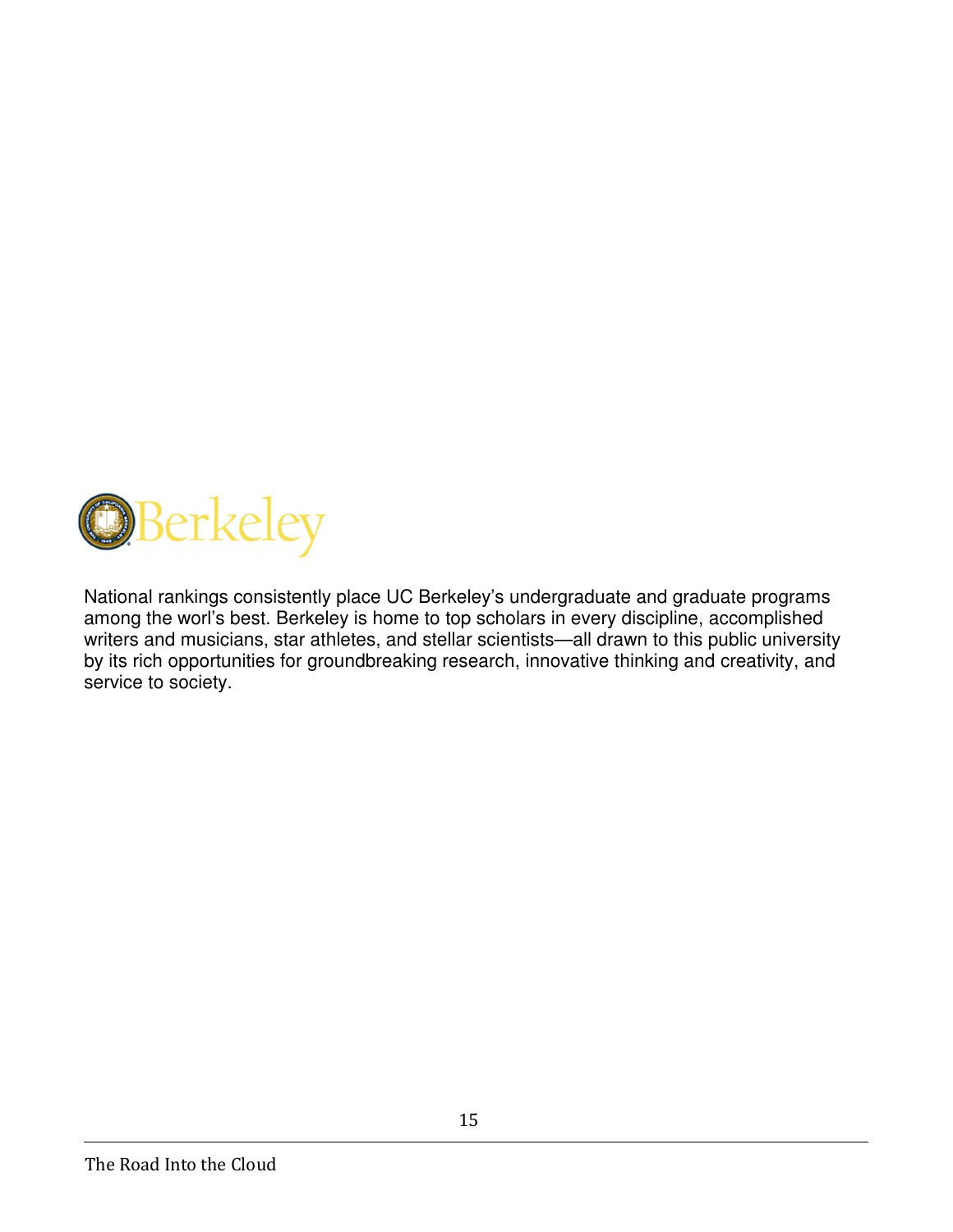Berkeley

National rankings consistently place UC Berkeley's undergraduate and graduate programs among the worl's best. Berkeley is home to top scholars in every discipline, accomplished writers and musicians, star athletes, and stellar scientists—all drawn to this public university by its rich opportunities for groundbreaking research, innovative thinking and creativity, and service to society.